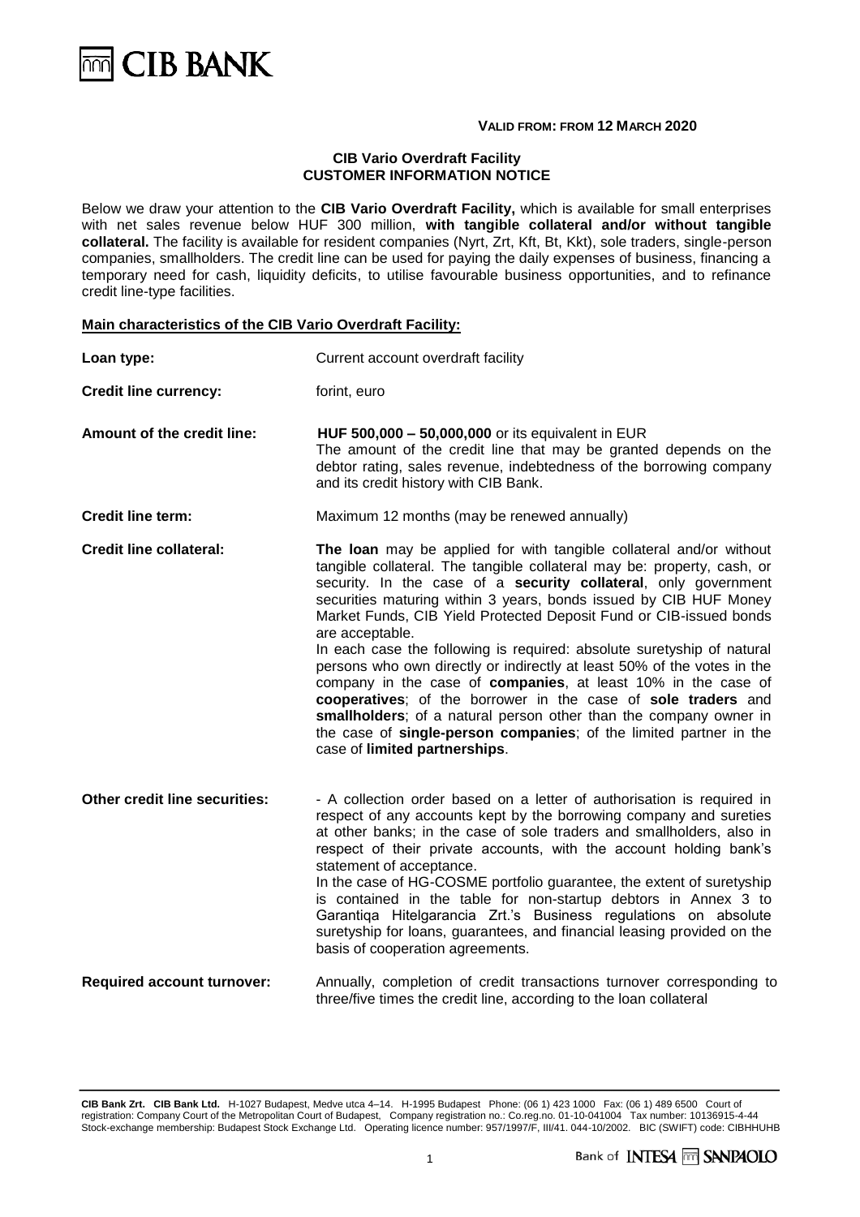**VALID FROM: FROM 12 MARCH 2020**

## CIB Vario Overdraft Facility
## CUSTOMER INFORMATION NOTICE

Below we draw your attention to the **CIB Vario Overdraft Facility,** which is available for small enterprises with net sales revenue below HUF 300 million, **with tangible collateral and/or without tangible collateral.** The facility is available for resident companies (Nyrt, Zrt, Kft, Bt, Kkt), sole traders, single-person companies, smallholders. The credit line can be used for paying the daily expenses of business, financing a temporary need for cash, liquidity deficits, to utilise favourable business opportunities, and to refinance credit line-type facilities.

### Main characteristics of the CIB Vario Overdraft Facility:

| | |
|---|---|
| **Loan type:** | Current account overdraft facility |
| **Credit line currency:** | forint, euro |
| **Amount of the credit line:** | **HUF 500,000 – 50,000,000** or its equivalent in EUR<br>The amount of the credit line that may be granted depends on the debtor rating, sales revenue, indebtedness of the borrowing company and its credit history with CIB Bank. |
| **Credit line term:** | Maximum 12 months (may be renewed annually) |
| **Credit line collateral:** | **The loan** may be applied for with tangible collateral and/or without tangible collateral. The tangible collateral may be: property, cash, or security. In the case of a **security collateral**, only government securities maturing within 3 years, bonds issued by CIB HUF Money Market Funds, CIB Yield Protected Deposit Fund or CIB-issued bonds are acceptable.<br>In each case the following is required: absolute suretyship of natural persons who own directly or indirectly at least 50% of the votes in the company in the case of **companies**, at least 10% in the case of **cooperatives**; of the borrower in the case of **sole traders** and **smallholders**; of a natural person other than the company owner in the case of **single-person companies**; of the limited partner in the case of **limited partnerships**. |
| **Other credit line securities:** | - A collection order based on a letter of authorisation is required in respect of any accounts kept by the borrowing company and sureties at other banks; in the case of sole traders and smallholders, also in respect of their private accounts, with the account holding bank's statement of acceptance.<br>In the case of HG-COSME portfolio guarantee, the extent of suretyship is contained in the table for non-startup debtors in Annex 3 to Garantiqa Hitelgarancia Zrt.'s Business regulations on absolute suretyship for loans, guarantees, and financial leasing provided on the basis of cooperation agreements. |
| **Required account turnover:** | Annually, completion of credit transactions turnover corresponding to three/five times the credit line, according to the loan collateral |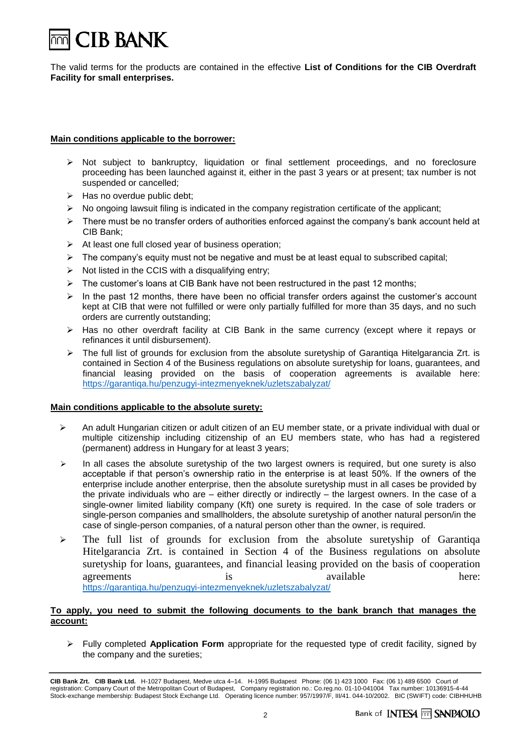The valid terms for the products are contained in the effective **List of Conditions for the CIB Overdraft Facility for small enterprises.**

**Main conditions applicable to the borrower:**

- Not subject to bankruptcy, liquidation or final settlement proceedings, and no foreclosure proceeding has been launched against it, either in the past 3 years or at present; tax number is not suspended or cancelled;
- Has no overdue public debt;
- No ongoing lawsuit filing is indicated in the company registration certificate of the applicant;
- There must be no transfer orders of authorities enforced against the company's bank account held at CIB Bank;
- At least one full closed year of business operation;
- The company's equity must not be negative and must be at least equal to subscribed capital;
- Not listed in the CCIS with a disqualifying entry;
- The customer's loans at CIB Bank have not been restructured in the past 12 months;
- In the past 12 months, there have been no official transfer orders against the customer's account kept at CIB that were not fulfilled or were only partially fulfilled for more than 35 days, and no such orders are currently outstanding;
- Has no other overdraft facility at CIB Bank in the same currency (except where it repays or refinances it until disbursement).
- The full list of grounds for exclusion from the absolute suretyship of Garantiqa Hitelgarancia Zrt. is contained in Section 4 of the Business regulations on absolute suretyship for loans, guarantees, and financial leasing provided on the basis of cooperation agreements is available here: https://garantiqa.hu/penzugyi-intezmenyeknek/uzletszabalyzat/

**Main conditions applicable to the absolute surety:**

- An adult Hungarian citizen or adult citizen of an EU member state, or a private individual with dual or multiple citizenship including citizenship of an EU members state, who has had a registered (permanent) address in Hungary for at least 3 years;
- In all cases the absolute suretyship of the two largest owners is required, but one surety is also acceptable if that person's ownership ratio in the enterprise is at least 50%. If the owners of the enterprise include another enterprise, then the absolute suretyship must in all cases be provided by the private individuals who are – either directly or indirectly – the largest owners. In the case of a single-owner limited liability company (Kft) one surety is required. In the case of sole traders or single-person companies and smallholders, the absolute suretyship of another natural person/in the case of single-person companies, of a natural person other than the owner, is required.
- The full list of grounds for exclusion from the absolute suretyship of Garantiqa Hitelgarancia Zrt. is contained in Section 4 of the Business regulations on absolute suretyship for loans, guarantees, and financial leasing provided on the basis of cooperation agreements is available here: https://garantiqa.hu/penzugyi-intezmenyeknek/uzletszabalyzat/

**To apply, you need to submit the following documents to the bank branch that manages the account:**

- Fully completed **Application Form** appropriate for the requested type of credit facility, signed by the company and the sureties;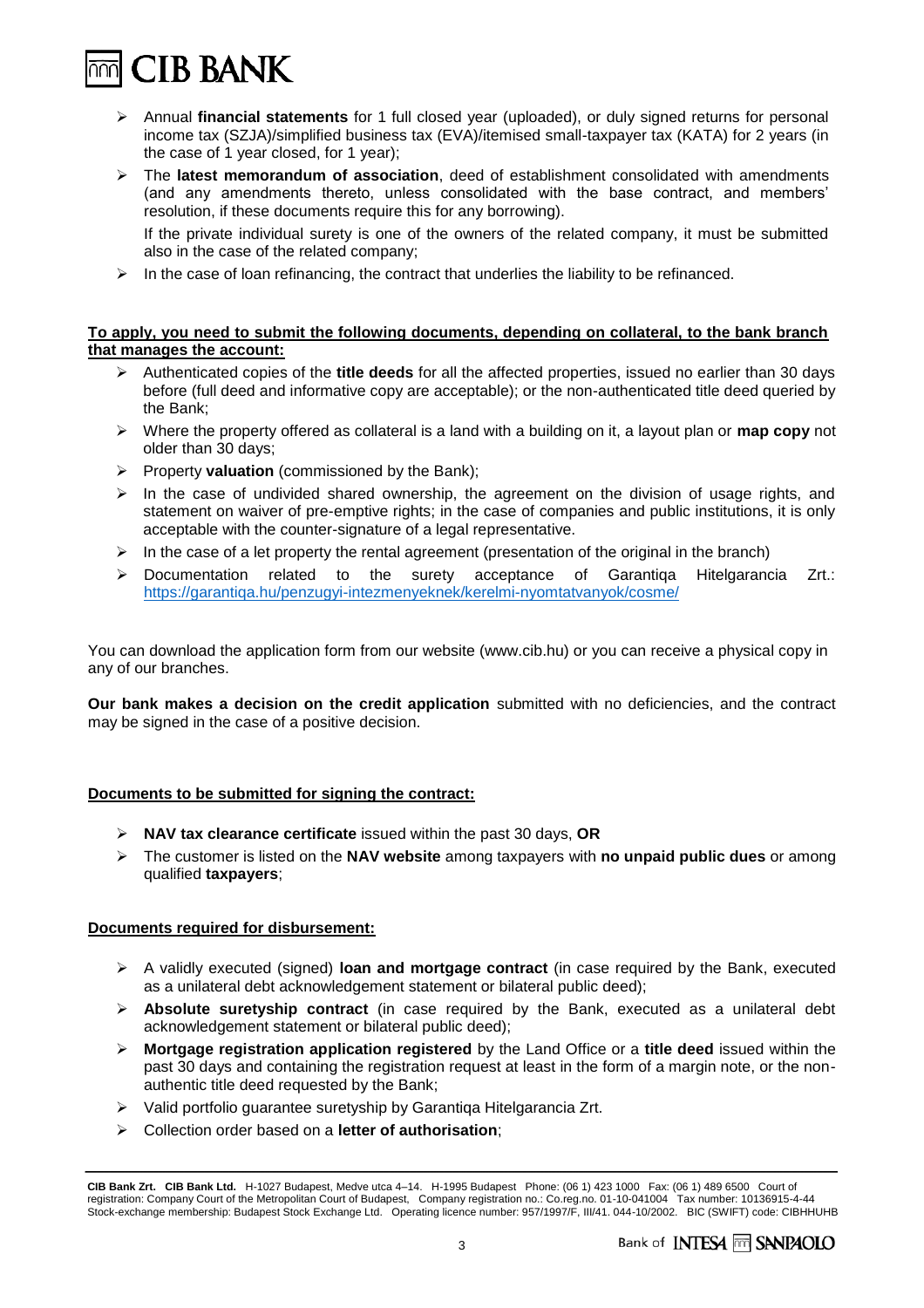- Annual **financial statements** for 1 full closed year (uploaded), or duly signed returns for personal income tax (SZJA)/simplified business tax (EVA)/itemised small-taxpayer tax (KATA) for 2 years (in the case of 1 year closed, for 1 year);
- The **latest memorandum of association**, deed of establishment consolidated with amendments (and any amendments thereto, unless consolidated with the base contract, and members' resolution, if these documents require this for any borrowing).

  If the private individual surety is one of the owners of the related company, it must be submitted also in the case of the related company;
- In the case of loan refinancing, the contract that underlies the liability to be refinanced.

**To apply, you need to submit the following documents, depending on collateral, to the bank branch that manages the account:**

- Authenticated copies of the **title deeds** for all the affected properties, issued no earlier than 30 days before (full deed and informative copy are acceptable); or the non-authenticated title deed queried by the Bank;
- Where the property offered as collateral is a land with a building on it, a layout plan or **map copy** not older than 30 days;
- Property **valuation** (commissioned by the Bank);
- In the case of undivided shared ownership, the agreement on the division of usage rights, and statement on waiver of pre-emptive rights; in the case of companies and public institutions, it is only acceptable with the counter-signature of a legal representative.
- In the case of a let property the rental agreement (presentation of the original in the branch)
- Documentation related to the surety acceptance of Garantiqa Hitelgarancia Zrt.: https://garantiqa.hu/penzugyi-intezmenyeknek/kerelmi-nyomtatvanyok/cosme/

You can download the application form from our website (www.cib.hu) or you can receive a physical copy in any of our branches.

**Our bank makes a decision on the credit application** submitted with no deficiencies, and the contract may be signed in the case of a positive decision.

**Documents to be submitted for signing the contract:**

- **NAV tax clearance certificate** issued within the past 30 days, **OR**
- The customer is listed on the **NAV website** among taxpayers with **no unpaid public dues** or among qualified **taxpayers**;

**Documents required for disbursement:**

- A validly executed (signed) **loan and mortgage contract** (in case required by the Bank, executed as a unilateral debt acknowledgement statement or bilateral public deed);
- **Absolute suretyship contract** (in case required by the Bank, executed as a unilateral debt acknowledgement statement or bilateral public deed);
- **Mortgage registration application registered** by the Land Office or a **title deed** issued within the past 30 days and containing the registration request at least in the form of a margin note, or the non-authentic title deed requested by the Bank;
- Valid portfolio guarantee suretyship by Garantiqa Hitelgarancia Zrt.
- Collection order based on a **letter of authorisation**;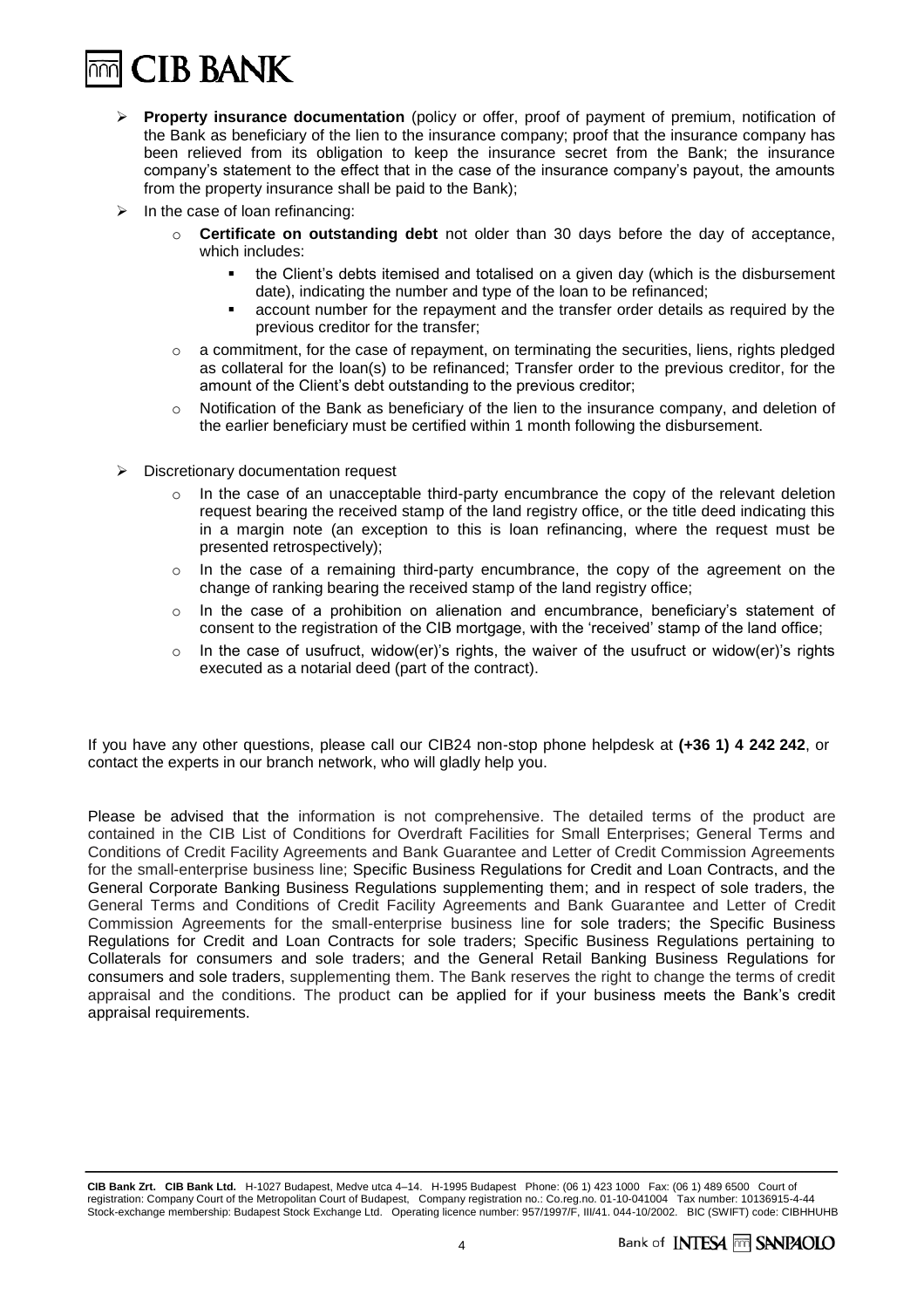- **Property insurance documentation** (policy or offer, proof of payment of premium, notification of the Bank as beneficiary of the lien to the insurance company; proof that the insurance company has been relieved from its obligation to keep the insurance secret from the Bank; the insurance company's statement to the effect that in the case of the insurance company's payout, the amounts from the property insurance shall be paid to the Bank);
- In the case of loan refinancing:
  - **Certificate on outstanding debt** not older than 30 days before the day of acceptance, which includes:
    - the Client's debts itemised and totalised on a given day (which is the disbursement date), indicating the number and type of the loan to be refinanced;
    - account number for the repayment and the transfer order details as required by the previous creditor for the transfer;
  - a commitment, for the case of repayment, on terminating the securities, liens, rights pledged as collateral for the loan(s) to be refinanced; Transfer order to the previous creditor, for the amount of the Client's debt outstanding to the previous creditor;
  - Notification of the Bank as beneficiary of the lien to the insurance company, and deletion of the earlier beneficiary must be certified within 1 month following the disbursement.
- Discretionary documentation request
  - In the case of an unacceptable third-party encumbrance the copy of the relevant deletion request bearing the received stamp of the land registry office, or the title deed indicating this in a margin note (an exception to this is loan refinancing, where the request must be presented retrospectively);
  - In the case of a remaining third-party encumbrance, the copy of the agreement on the change of ranking bearing the received stamp of the land registry office;
  - In the case of a prohibition on alienation and encumbrance, beneficiary's statement of consent to the registration of the CIB mortgage, with the 'received' stamp of the land office;
  - In the case of usufruct, widow(er)'s rights, the waiver of the usufruct or widow(er)'s rights executed as a notarial deed (part of the contract).

If you have any other questions, please call our CIB24 non-stop phone helpdesk at **(+36 1) 4 242 242**, or contact the experts in our branch network, who will gladly help you.

Please be advised that the information is not comprehensive. The detailed terms of the product are contained in the CIB List of Conditions for Overdraft Facilities for Small Enterprises; General Terms and Conditions of Credit Facility Agreements and Bank Guarantee and Letter of Credit Commission Agreements for the small-enterprise business line; Specific Business Regulations for Credit and Loan Contracts, and the General Corporate Banking Business Regulations supplementing them; and in respect of sole traders, the General Terms and Conditions of Credit Facility Agreements and Bank Guarantee and Letter of Credit Commission Agreements for the small-enterprise business line for sole traders; the Specific Business Regulations for Credit and Loan Contracts for sole traders; Specific Business Regulations pertaining to Collaterals for consumers and sole traders; and the General Retail Banking Business Regulations for consumers and sole traders, supplementing them. The Bank reserves the right to change the terms of credit appraisal and the conditions. The product can be applied for if your business meets the Bank's credit appraisal requirements.